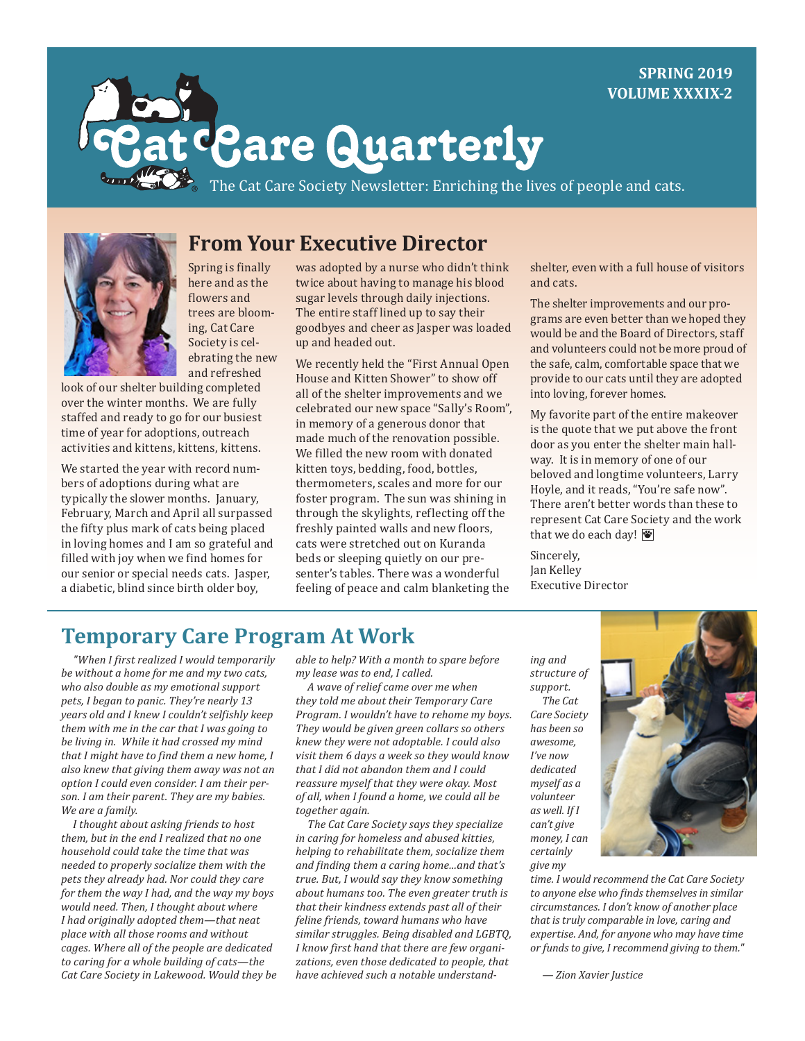SPRING 2019
VOLUME XXXIX-2

# Cat Care Quarterly

The Cat Care Society Newsletter: Enriching the lives of people and cats.

## From Your Executive Director

Spring is finally here and as the flowers and trees are blooming, Cat Care Society is celebrating the new and refreshed look of our shelter building completed over the winter months. We are fully staffed and ready to go for our busiest time of year for adoptions, outreach activities and kittens, kittens, kittens.

We started the year with record numbers of adoptions during what are typically the slower months. January, February, March and April all surpassed the fifty plus mark of cats being placed in loving homes and I am so grateful and filled with joy when we find homes for our senior or special needs cats. Jasper, a diabetic, blind since birth older boy, was adopted by a nurse who didn't think twice about having to manage his blood sugar levels through daily injections. The entire staff lined up to say their goodbyes and cheer as Jasper was loaded up and headed out.

We recently held the "First Annual Open House and Kitten Shower" to show off all of the shelter improvements and we celebrated our new space "Sally's Room", in memory of a generous donor that made much of the renovation possible. We filled the new room with donated kitten toys, bedding, food, bottles, thermometers, scales and more for our foster program. The sun was shining in through the skylights, reflecting off the freshly painted walls and new floors, cats were stretched out on Kuranda beds or sleeping quietly on our presenter's tables. There was a wonderful feeling of peace and calm blanketing the shelter, even with a full house of visitors and cats.

The shelter improvements and our programs are even better than we hoped they would be and the Board of Directors, staff and volunteers could not be more proud of the safe, calm, comfortable space that we provide to our cats until they are adopted into loving, forever homes.

My favorite part of the entire makeover is the quote that we put above the front door as you enter the shelter main hallway. It is in memory of one of our beloved and longtime volunteers, Larry Hoyle, and it reads, "You're safe now". There aren't better words than these to represent Cat Care Society and the work that we do each day!

Sincerely,
Jan Kelley
Executive Director

## Temporary Care Program At Work

*"When I first realized I would temporarily be without a home for me and my two cats, who also double as my emotional support pets, I began to panic. They're nearly 13 years old and I knew I couldn't selfishly keep them with me in the car that I was going to be living in. While it had crossed my mind that I might have to find them a new home, I also knew that giving them away was not an option I could even consider. I am their person. I am their parent. They are my babies. We are a family.*

*I thought about asking friends to host them, but in the end I realized that no one household could take the time that was needed to properly socialize them with the pets they already had. Nor could they care for them the way I had, and the way my boys would need. Then, I thought about where I had originally adopted them—that neat place with all those rooms and without cages. Where all of the people are dedicated to caring for a whole building of cats—the Cat Care Society in Lakewood. Would they be able to help? With a month to spare before my lease was to end, I called.*

*A wave of relief came over me when they told me about their Temporary Care Program. I wouldn't have to rehome my boys. They would be given green collars so others knew they were not adoptable. I could also visit them 6 days a week so they would know that I did not abandon them and I could reassure myself that they were okay. Most of all, when I found a home, we could all be together again.*

*The Cat Care Society says they specialize in caring for homeless and abused kitties, helping to rehabilitate them, socialize them and finding them a caring home...and that's true. But, I would say they know something about humans too. The even greater truth is that their kindness extends past all of their feline friends, toward humans who have similar struggles. Being disabled and LGBTQ, I know first hand that there are few organizations, even those dedicated to people, that have achieved such a notable understanding and structure of support.*

*The Cat Care Society has been so awesome, I've now dedicated myself as a volunteer as well. If I can't give money, I can certainly give my time. I would recommend the Cat Care Society to anyone else who finds themselves in similar circumstances. I don't know of another place that is truly comparable in love, caring and expertise. And, for anyone who may have time or funds to give, I recommend giving to them."*

*— Zion Xavier Justice*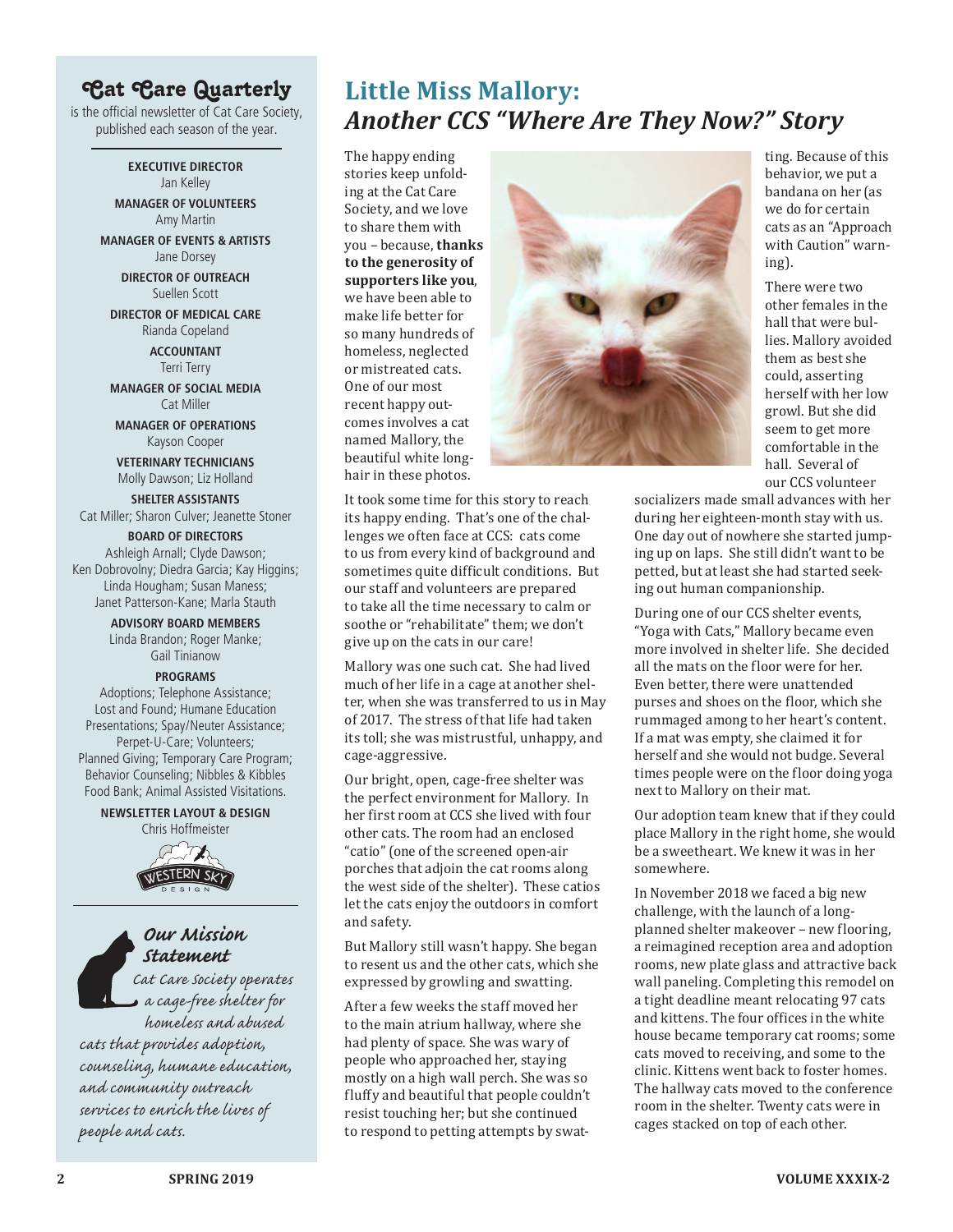## Cat Care Quarterly

is the official newsletter of Cat Care Society, published each season of the year.

**EXECUTIVE DIRECTOR**
Jan Kelley

**MANAGER OF VOLUNTEERS**
Amy Martin

**MANAGER OF EVENTS & ARTISTS**
Jane Dorsey

**DIRECTOR OF OUTREACH**
Suellen Scott

**DIRECTOR OF MEDICAL CARE**
Rianda Copeland

**ACCOUNTANT**
Terri Terry

**MANAGER OF SOCIAL MEDIA**
Cat Miller

**MANAGER OF OPERATIONS**
Kayson Cooper

**VETERINARY TECHNICIANS**
Molly Dawson; Liz Holland

**SHELTER ASSISTANTS**
Cat Miller; Sharon Culver; Jeanette Stoner

**BOARD OF DIRECTORS**
Ashleigh Arnall; Clyde Dawson; Ken Dobrovolny; Diedra Garcia; Kay Higgins; Linda Hougham; Susan Maness; Janet Patterson-Kane; Marla Stauth

**ADVISORY BOARD MEMBERS**
Linda Brandon; Roger Manke; Gail Tinianow

**PROGRAMS**
Adoptions; Telephone Assistance; Lost and Found; Humane Education Presentations; Spay/Neuter Assistance; Perpet-U-Care; Volunteers; Planned Giving; Temporary Care Program; Behavior Counseling; Nibbles & Kibbles Food Bank; Animal Assisted Visitations.

**NEWSLETTER LAYOUT & DESIGN**
Chris Hoffmeister

WESTERN SKY DESIGN

### Our Mission Statement

*Cat Care Society operates a cage-free shelter for homeless and abused cats that provides adoption, counseling, humane education, and community outreach services to enrich the lives of people and cats.*

# Little Miss Mallory: *Another CCS "Where Are They Now?" Story*

The happy ending stories keep unfolding at the Cat Care Society, and we love to share them with you – because, **thanks to the generosity of supporters like you**, we have been able to make life better for so many hundreds of homeless, neglected or mistreated cats. One of our most recent happy outcomes involves a cat named Mallory, the beautiful white longhair in these photos.

It took some time for this story to reach its happy ending. That's one of the challenges we often face at CCS: cats come to us from every kind of background and sometimes quite difficult conditions. But our staff and volunteers are prepared to take all the time necessary to calm or soothe or "rehabilitate" them; we don't give up on the cats in our care!

Mallory was one such cat. She had lived much of her life in a cage at another shelter, when she was transferred to us in May of 2017. The stress of that life had taken its toll; she was mistrustful, unhappy, and cage-aggressive.

Our bright, open, cage-free shelter was the perfect environment for Mallory. In her first room at CCS she lived with four other cats. The room had an enclosed "catio" (one of the screened open-air porches that adjoin the cat rooms along the west side of the shelter). These catios let the cats enjoy the outdoors in comfort and safety.

But Mallory still wasn't happy. She began to resent us and the other cats, which she expressed by growling and swatting.

After a few weeks the staff moved her to the main atrium hallway, where she had plenty of space. She was wary of people who approached her, staying mostly on a high wall perch. She was so fluffy and beautiful that people couldn't resist touching her; but she continued to respond to petting attempts by swatting. Because of this behavior, we put a bandana on her (as we do for certain cats as an "Approach with Caution" warning).

There were two other females in the hall that were bullies. Mallory avoided them as best she could, asserting herself with her low growl. But she did seem to get more comfortable in the hall. Several of our CCS volunteer socializers made small advances with her during her eighteen-month stay with us. One day out of nowhere she started jumping up on laps. She still didn't want to be petted, but at least she had started seeking out human companionship.

During one of our CCS shelter events, "Yoga with Cats," Mallory became even more involved in shelter life. She decided all the mats on the floor were for her. Even better, there were unattended purses and shoes on the floor, which she rummaged among to her heart's content. If a mat was empty, she claimed it for herself and she would not budge. Several times people were on the floor doing yoga next to Mallory on their mat.

Our adoption team knew that if they could place Mallory in the right home, she would be a sweetheart. We knew it was in her somewhere.

In November 2018 we faced a big new challenge, with the launch of a long-planned shelter makeover – new flooring, a reimagined reception area and adoption rooms, new plate glass and attractive back wall paneling. Completing this remodel on a tight deadline meant relocating 97 cats and kittens. The four offices in the white house became temporary cat rooms; some cats moved to receiving, and some to the clinic. Kittens went back to foster homes. The hallway cats moved to the conference room in the shelter. Twenty cats were in cages stacked on top of each other.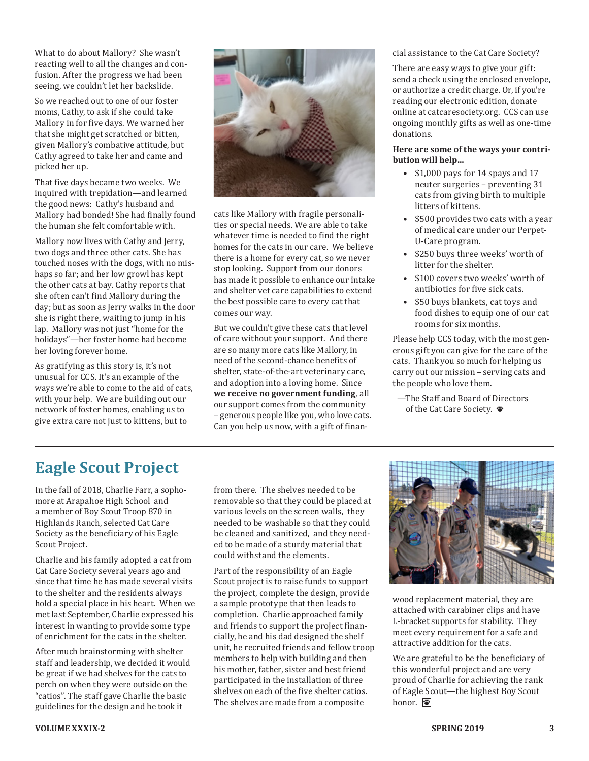What to do about Mallory? She wasn't reacting well to all the changes and confusion. After the progress we had been seeing, we couldn't let her backslide.

So we reached out to one of our foster moms, Cathy, to ask if she could take Mallory in for five days. We warned her that she might get scratched or bitten, given Mallory's combative attitude, but Cathy agreed to take her and came and picked her up.

That five days became two weeks. We inquired with trepidation—and learned the good news: Cathy's husband and Mallory had bonded! She had finally found the human she felt comfortable with.

Mallory now lives with Cathy and Jerry, two dogs and three other cats. She has touched noses with the dogs, with no mishaps so far; and her low growl has kept the other cats at bay. Cathy reports that she often can't find Mallory during the day; but as soon as Jerry walks in the door she is right there, waiting to jump in his lap. Mallory was not just "home for the holidays"—her foster home had become her loving forever home.

As gratifying as this story is, it's not unusual for CCS. It's an example of the ways we're able to come to the aid of cats, with your help. We are building out our network of foster homes, enabling us to give extra care not just to kittens, but to cats like Mallory with fragile personalities or special needs. We are able to take whatever time is needed to find the right homes for the cats in our care. We believe there is a home for every cat, so we never stop looking. Support from our donors has made it possible to enhance our intake and shelter vet care capabilities to extend the best possible care to every cat that comes our way.

But we couldn't give these cats that level of care without your support. And there are so many more cats like Mallory, in need of the second-chance benefits of shelter, state-of-the-art veterinary care, and adoption into a loving home. Since **we receive no government funding**, all our support comes from the community – generous people like you, who love cats. Can you help us now, with a gift of financial assistance to the Cat Care Society?

There are easy ways to give your gift: send a check using the enclosed envelope, or authorize a credit charge. Or, if you're reading our electronic edition, donate online at catcaresociety.org. CCS can use ongoing monthly gifts as well as one-time donations.

**Here are some of the ways your contribution will help...**

- $1,000 pays for 14 spays and 17 neuter surgeries – preventing 31 cats from giving birth to multiple litters of kittens.
- $500 provides two cats with a year of medical care under our Perpet-U-Care program.
- $250 buys three weeks' worth of litter for the shelter.
- $100 covers two weeks' worth of antibiotics for five sick cats.
- $50 buys blankets, cat toys and food dishes to equip one of our cat rooms for six months.

Please help CCS today, with the most generous gift you can give for the care of the cats. Thank you so much for helping us carry out our mission – serving cats and the people who love them.

—The Staff and Board of Directors of the Cat Care Society.

## Eagle Scout Project

In the fall of 2018, Charlie Farr, a sophomore at Arapahoe High School and a member of Boy Scout Troop 870 in Highlands Ranch, selected Cat Care Society as the beneficiary of his Eagle Scout Project.

Charlie and his family adopted a cat from Cat Care Society several years ago and since that time he has made several visits to the shelter and the residents always hold a special place in his heart. When we met last September, Charlie expressed his interest in wanting to provide some type of enrichment for the cats in the shelter.

After much brainstorming with shelter staff and leadership, we decided it would be great if we had shelves for the cats to perch on when they were outside on the "catios". The staff gave Charlie the basic guidelines for the design and he took it from there. The shelves needed to be removable so that they could be placed at various levels on the screen walls, they needed to be washable so that they could be cleaned and sanitized, and they needed to be made of a sturdy material that could withstand the elements.

Part of the responsibility of an Eagle Scout project is to raise funds to support the project, complete the design, provide a sample prototype that then leads to completion. Charlie approached family and friends to support the project financially, he and his dad designed the shelf unit, he recruited friends and fellow troop members to help with building and then his mother, father, sister and best friend participated in the installation of three shelves on each of the five shelter catios. The shelves are made from a composite wood replacement material, they are attached with carabiner clips and have L-bracket supports for stability. They meet every requirement for a safe and attractive addition for the cats.

We are grateful to be the beneficiary of this wonderful project and are very proud of Charlie for achieving the rank of Eagle Scout—the highest Boy Scout honor.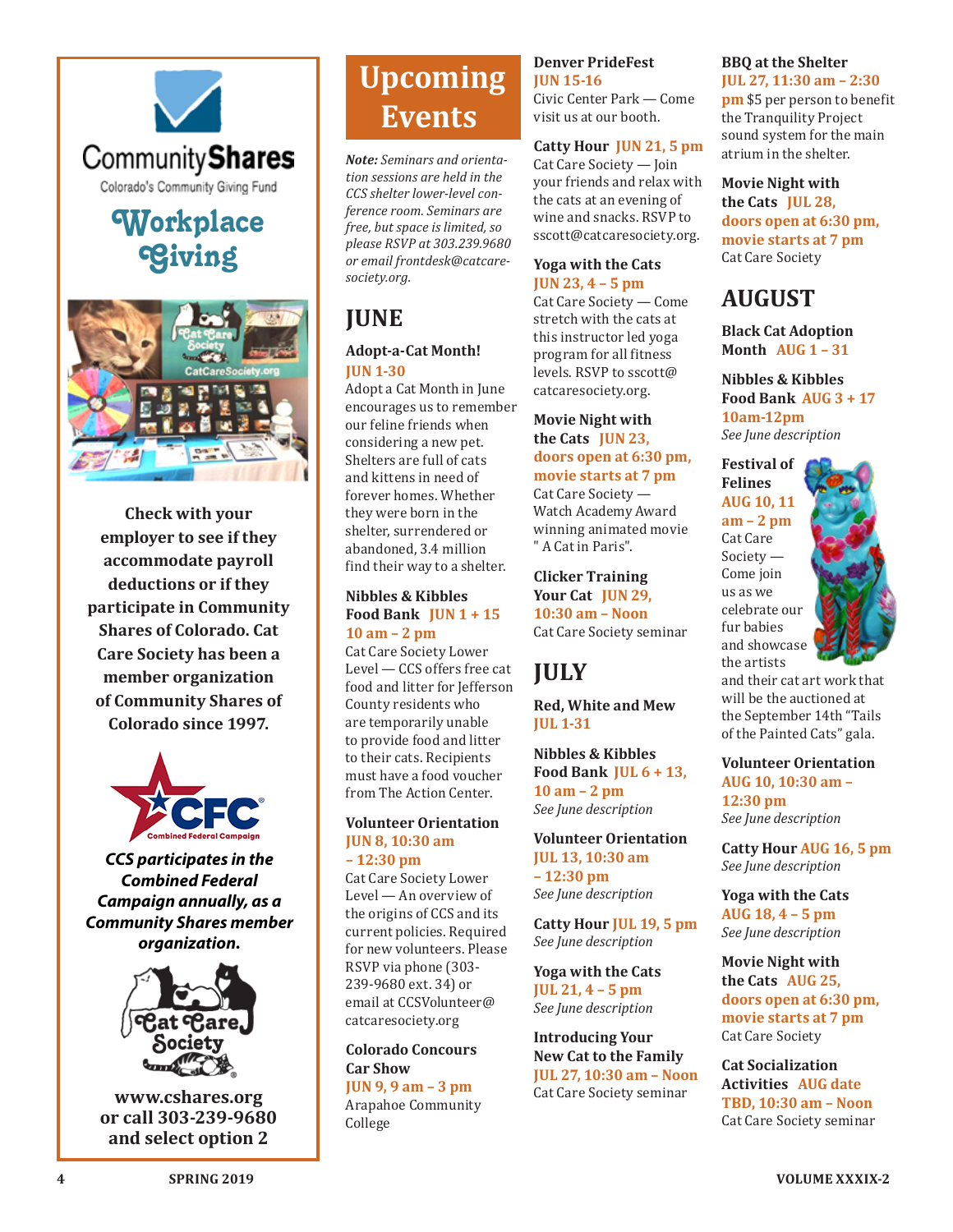CommunityShares
Colorado's Community Giving Fund

**Workplace Giving**

**Check with your employer to see if they accommodate payroll deductions or if they participate in Community Shares of Colorado. Cat Care Society has been a member organization of Community Shares of Colorado since 1997.**

CFC Combined Federal Campaign

***CCS participates in the Combined Federal Campaign annually, as a Community Shares member organization.***

Cat Care Society

**www.cshares.org or call 303-239-9680 and select option 2**

# Upcoming Events

*Note: Seminars and orientation sessions are held in the CCS shelter lower-level conference room. Seminars are free, but space is limited, so please RSVP at 303.239.9680 or email frontdesk@catcaresociety.org.*

## JUNE

**Adopt-a-Cat Month!** **JUN 1-30**
Adopt a Cat Month in June encourages us to remember our feline friends when considering a new pet. Shelters are full of cats and kittens in need of forever homes. Whether they were born in the shelter, surrendered or abandoned, 3.4 million find their way to a shelter.

**Nibbles & Kibbles Food Bank** **JUN 1 + 15 10 am – 2 pm**
Cat Care Society Lower Level — CCS offers free cat food and litter for Jefferson County residents who are temporarily unable to provide food and litter to their cats. Recipients must have a food voucher from The Action Center.

**Volunteer Orientation** **JUN 8, 10:30 am – 12:30 pm**
Cat Care Society Lower Level — An overview of the origins of CCS and its current policies. Required for new volunteers. Please RSVP via phone (303-239-9680 ext. 34) or email at CCSVolunteer@catcaresociety.org

**Colorado Concours Car Show** **JUN 9, 9 am – 3 pm**
Arapahoe Community College

**Denver PrideFest** **JUN 15-16**
Civic Center Park — Come visit us at our booth.

**Catty Hour** **JUN 21, 5 pm**
Cat Care Society — Join your friends and relax with the cats at an evening of wine and snacks. RSVP to sscott@catcaresociety.org.

**Yoga with the Cats** **JUN 23, 4 – 5 pm**
Cat Care Society — Come stretch with the cats at this instructor led yoga program for all fitness levels. RSVP to sscott@catcaresociety.org.

**Movie Night with the Cats** **JUN 23, doors open at 6:30 pm, movie starts at 7 pm**
Cat Care Society — Watch Academy Award winning animated movie " A Cat in Paris".

**Clicker Training Your Cat** **JUN 29, 10:30 am – Noon**
Cat Care Society seminar

## JULY

**Red, White and Mew** **JUL 1-31**

**Nibbles & Kibbles Food Bank** **JUL 6 + 13, 10 am – 2 pm**
*See June description*

**Volunteer Orientation** **JUL 13, 10:30 am – 12:30 pm**
*See June description*

**Catty Hour** **JUL 19, 5 pm**
*See June description*

**Yoga with the Cats** **JUL 21, 4 – 5 pm**
*See June description*

**Introducing Your New Cat to the Family** **JUL 27, 10:30 am – Noon**
Cat Care Society seminar

**BBQ at the Shelter** **JUL 27, 11:30 am – 2:30 pm** $5 per person to benefit the Tranquility Project sound system for the main atrium in the shelter.

**Movie Night with the Cats** **JUL 28, doors open at 6:30 pm, movie starts at 7 pm**
Cat Care Society

## AUGUST

**Black Cat Adoption Month** **AUG 1 – 31**

**Nibbles & Kibbles Food Bank** **AUG 3 + 17 10am-12pm**
*See June description*

**Festival of Felines** **AUG 10, 11 am – 2 pm**
Cat Care Society — Come join us as we celebrate our fur babies and showcase the artists and their cat art work that will be the auctioned at the September 14th "Tails of the Painted Cats" gala.

**Volunteer Orientation** **AUG 10, 10:30 am – 12:30 pm**
*See June description*

**Catty Hour** **AUG 16, 5 pm**
*See June description*

**Yoga with the Cats** **AUG 18, 4 – 5 pm**
*See June description*

**Movie Night with the Cats** **AUG 25, doors open at 6:30 pm, movie starts at 7 pm**
Cat Care Society

**Cat Socialization Activities** **AUG date TBD, 10:30 am – Noon**
Cat Care Society seminar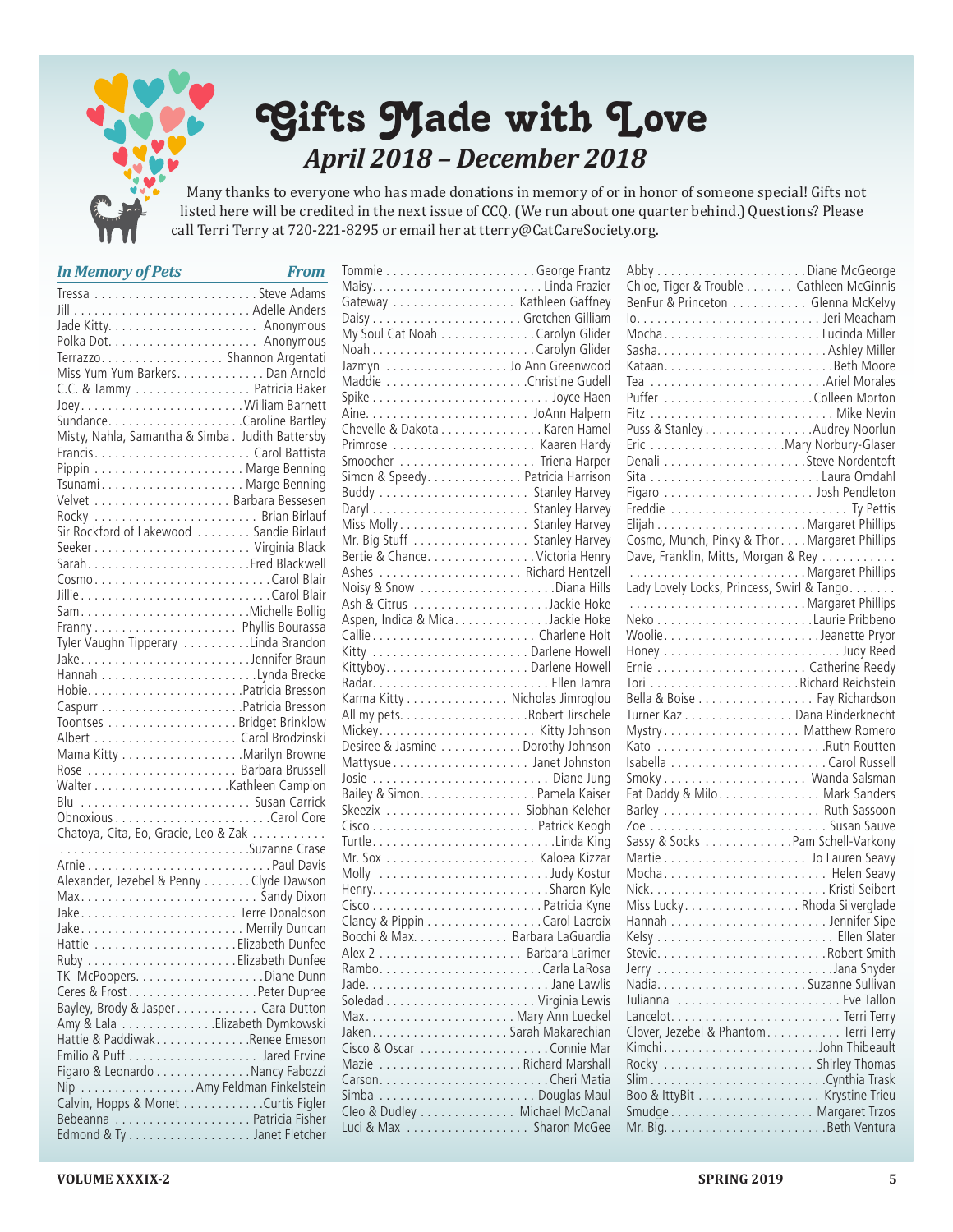# Gifts Made with Love

## *April 2018 – December 2018*

Many thanks to everyone who has made donations in memory of or in honor of someone special! Gifts not listed here will be credited in the next issue of CCQ. (We run about one quarter behind.) Questions? Please call Terri Terry at 720-221-8295 or email her at tterry@CatCareSociety.org.

| *In Memory of Pets* | *From* |
|---|---|
| Tressa | Steve Adams |
| Jill | Adelle Anders |
| Jade Kitty | Anonymous |
| Polka Dot | Anonymous |
| Terrazzo | Shannon Argentati |
| Miss Yum Yum Barkers | Dan Arnold |
| C.C. & Tammy | Patricia Baker |
| Joey | William Barnett |
| Sundance | Caroline Bartley |
| Misty, Nahla, Samantha & Simba | Judith Battersby |
| Francis | Carol Battista |
| Pippin | Marge Benning |
| Tsunami | Marge Benning |
| Velvet | Barbara Bessesen |
| Rocky | Brian Birlauf |
| Sir Rockford of Lakewood | Sandie Birlauf |
| Seeker | Virginia Black |
| Sarah | Fred Blackwell |
| Cosmo | Carol Blair |
| Jillie | Carol Blair |
| Sam | Michelle Bollig |
| Franny | Phyllis Bourassa |
| Tyler Vaughn Tipperary | Linda Brandon |
| Jake | Jennifer Braun |
| Hannah | Lynda Brecke |
| Hobie | Patricia Bresson |
| Caspurr | Patricia Bresson |
| Toontses | Bridget Brinklow |
| Albert | Carol Brodzinski |
| Mama Kitty | Marilyn Browne |
| Rose | Barbara Brussell |
| Walter | Kathleen Campion |
| Blu | Susan Carrick |
| Obnoxious | Carol Core |
| Chatoya, Cita, Eo, Gracie, Leo & Zak | Suzanne Crase |
| Arnie | Paul Davis |
| Alexander, Jezebel & Penny | Clyde Dawson |
| Max | Sandy Dixon |
| Jake | Terre Donaldson |
| Jake | Merrily Duncan |
| Hattie | Elizabeth Dunfee |
| Ruby | Elizabeth Dunfee |
| TK McPoopers | Diane Dunn |
| Ceres & Frost | Peter Dupree |
| Bayley, Brody & Jasper | Cara Dutton |
| Amy & Lala | Elizabeth Dymkowski |
| Hattie & Paddiwak | Renee Emeson |
| Emilio & Puff | Jared Ervine |
| Figaro & Leonardo | Nancy Fabozzi |
| Nip | Amy Feldman Finkelstein |
| Calvin, Hopps & Monet | Curtis Figler |
| Bebeanna | Patricia Fisher |
| Edmond & Ty | Janet Fletcher |
| Tommie | George Frantz |
| Maisy | Linda Frazier |
| Gateway | Kathleen Gaffney |
| Daisy | Gretchen Gilliam |
| My Soul Cat Noah | Carolyn Glider |
| Noah | Carolyn Glider |
| Jazmyn | Jo Ann Greenwood |
| Maddie | Christine Gudell |
| Spike | Joyce Haen |
| Aine | JoAnn Halpern |
| Chevelle & Dakota | Karen Hamel |
| Primrose | Kaaren Hardy |
| Smoocher | Triena Harper |
| Simon & Speedy | Patricia Harrison |
| Buddy | Stanley Harvey |
| Daryl | Stanley Harvey |
| Miss Molly | Stanley Harvey |
| Mr. Big Stuff | Stanley Harvey |
| Bertie & Chance | Victoria Henry |
| Ashes | Richard Hentzell |
| Noisy & Snow | Diana Hills |
| Ash & Citrus | Jackie Hoke |
| Aspen, Indica & Mica | Jackie Hoke |
| Callie | Charlene Holt |
| Kitty | Darlene Howell |
| Kittyboy | Darlene Howell |
| Radar | Ellen Jamra |
| Karma Kitty | Nicholas Jimroglou |
| All my pets | Robert Jirschele |
| Mickey | Kitty Johnson |
| Desiree & Jasmine | Dorothy Johnson |
| Mattysue | Janet Johnston |
| Josie | Diane Jung |
| Bailey & Simon | Pamela Kaiser |
| Skeezix | Siobhan Keleher |
| Cisco | Patrick Keogh |
| Turtle | Linda King |
| Mr. Sox | Kaloea Kizzar |
| Molly | Judy Kostur |
| Henry | Sharon Kyle |
| Cisco | Patricia Kyne |
| Clancy & Pippin | Carol Lacroix |
| Bocchi & Max | Barbara LaGuardia |
| Alex 2 | Barbara Larimer |
| Rambo | Carla LaRosa |
| Jade | Jane Lawlis |
| Soledad | Virginia Lewis |
| Max | Mary Ann Lueckel |
| Jaken | Sarah Makarechian |
| Cisco & Oscar | Connie Mar |
| Mazie | Richard Marshall |
| Carson | Cheri Matia |
| Simba | Douglas Maul |
| Cleo & Dudley | Michael McDanal |
| Luci & Max | Sharon McGee |
| Abby | Diane McGeorge |
| Chloe, Tiger & Trouble | Cathleen McGinnis |
| BenFur & Princeton | Glenna McKelvy |
| Io | Jeri Meacham |
| Mocha | Lucinda Miller |
| Sasha | Ashley Miller |
| Kataan | Beth Moore |
| Tea | Ariel Morales |
| Puffer | Colleen Morton |
| Fitz | Mike Nevin |
| Puss & Stanley | Audrey Noorlun |
| Eric | Mary Norbury-Glaser |
| Denali | Steve Nordentoft |
| Sita | Laura Omdahl |
| Figaro | Josh Pendleton |
| Freddie | Ty Pettis |
| Elijah | Margaret Phillips |
| Cosmo, Munch, Pinky & Thor | Margaret Phillips |
| Dave, Franklin, Mitts, Morgan & Rey | Margaret Phillips |
| Lady Lovely Locks, Princess, Swirl & Tango | Margaret Phillips |
| Neko | Laurie Pribbeno |
| Woolie | Jeanette Pryor |
| Honey | Judy Reed |
| Ernie | Catherine Reedy |
| Tori | Richard Reichstein |
| Bella & Boise | Fay Richardson |
| Turner Kaz | Dana Rinderknecht |
| Mystry | Matthew Romero |
| Kato | Ruth Routten |
| Isabella | Carol Russell |
| Smoky | Wanda Salsman |
| Fat Daddy & Milo | Mark Sanders |
| Barley | Ruth Sassoon |
| Zoe | Susan Sauve |
| Sassy & Socks | Pam Schell-Varkony |
| Martie | Jo Lauren Seavy |
| Mocha | Helen Seavy |
| Nick | Kristi Seibert |
| Miss Lucky | Rhoda Silverglade |
| Hannah | Jennifer Sipe |
| Kelsy | Ellen Slater |
| Stevie | Robert Smith |
| Jerry | Jana Snyder |
| Nadia | Suzanne Sullivan |
| Julianna | Eve Tallon |
| Lancelot | Terri Terry |
| Clover, Jezebel & Phantom | Terri Terry |
| Kimchi | John Thibeault |
| Rocky | Shirley Thomas |
| Slim | Cynthia Trask |
| Boo & IttyBit | Krystine Trieu |
| Smudge | Margaret Trzos |
| Mr. Big | Beth Ventura |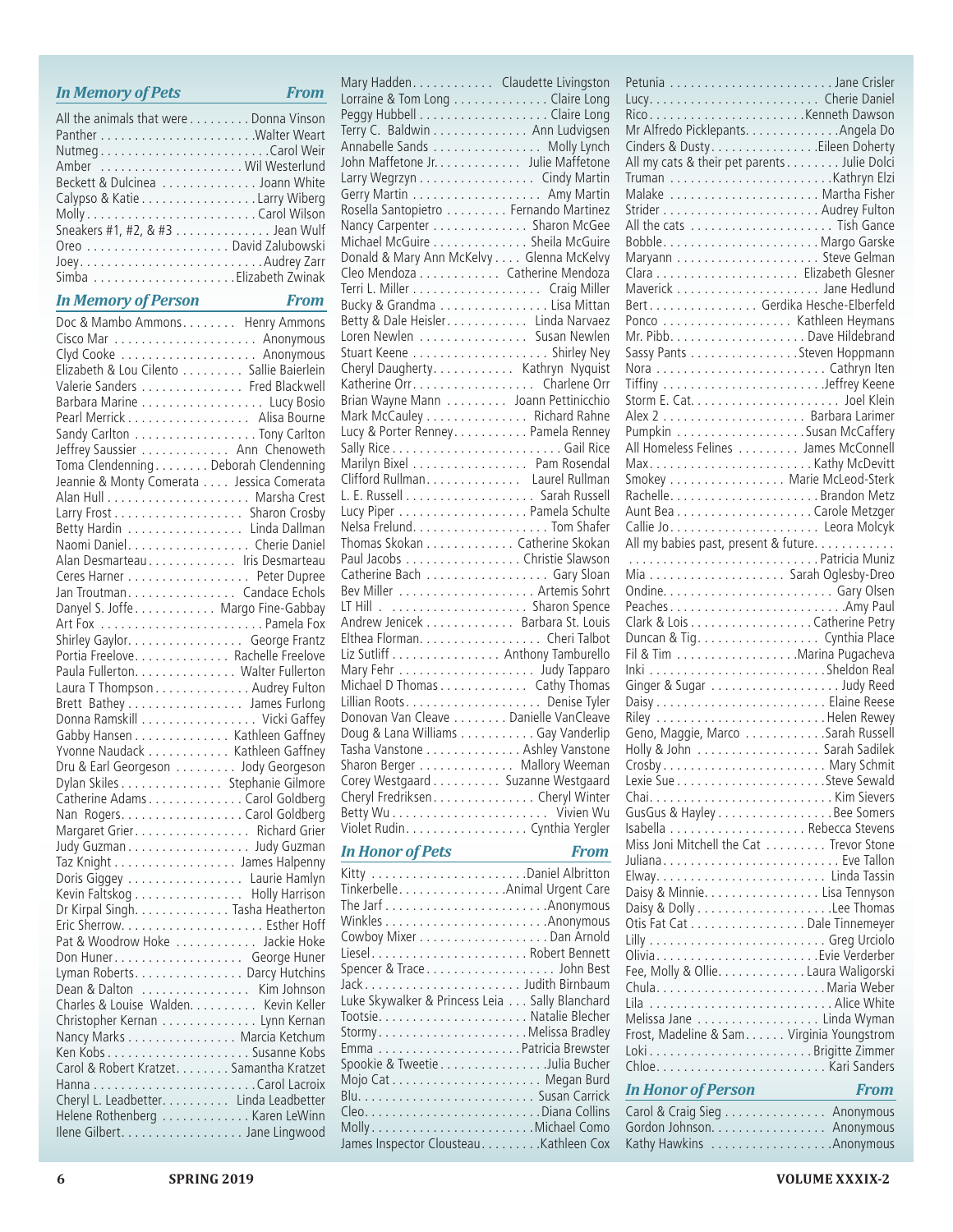## *In Memory of Pets* — *From*

| In Memory of Pets | From |
|---|---|
| All the animals that were | Donna Vinson |
| Panther | Walter Weart |
| Nutmeg | Carol Weir |
| Amber | Wil Westerlund |
| Beckett & Dulcinea | Joann White |
| Calypso & Katie | Larry Wiberg |
| Molly | Carol Wilson |
| Sneakers #1, #2, & #3 | Jean Wulf |
| Oreo | David Zalubowski |
| Joey | Audrey Zarr |
| Simba | Elizabeth Zwinak |

## *In Memory of Person* — *From*

| In Memory of Person | From |
|---|---|
| Doc & Mambo Ammons | Henry Ammons |
| Cisco Mar | Anonymous |
| Clyd Cooke | Anonymous |
| Elizabeth & Lou Cilento | Sallie Baierlein |
| Valerie Sanders | Fred Blackwell |
| Barbara Marine | Lucy Bosio |
| Pearl Merrick | Alisa Bourne |
| Sandy Carlton | Tony Carlton |
| Jeffrey Saussier | Ann Chenoweth |
| Toma Clendenning | Deborah Clendenning |
| Jeannie & Monty Comerata | Jessica Comerata |
| Alan Hull | Marsha Crest |
| Larry Frost | Sharon Crosby |
| Betty Hardin | Linda Dallman |
| Naomi Daniel | Cherie Daniel |
| Alan Desmarteau | Iris Desmarteau |
| Ceres Harner | Peter Dupree |
| Jan Troutman | Candace Echols |
| Danyel S. Joffe | Margo Fine-Gabbay |
| Art Fox | Pamela Fox |
| Shirley Gaylor | George Frantz |
| Portia Freelove | Rachelle Freelove |
| Paula Fullerton | Walter Fullerton |
| Laura T Thompson | Audrey Fulton |
| Brett Bathey | James Furlong |
| Donna Ramskill | Vicki Gaffey |
| Gabby Hansen | Kathleen Gaffney |
| Yvonne Naudack | Kathleen Gaffney |
| Dru & Earl Georgeson | Jody Georgeson |
| Dylan Skiles | Stephanie Gilmore |
| Catherine Adams | Carol Goldberg |
| Nan Rogers | Carol Goldberg |
| Margaret Grier | Richard Grier |
| Judy Guzman | Judy Guzman |
| Taz Knight | James Halpenny |
| Doris Giggey | Laurie Hamlyn |
| Kevin Faltskog | Holly Harrison |
| Dr Kirpal Singh | Tasha Heatherton |
| Eric Sherrow | Esther Hoff |
| Pat & Woodrow Hoke | Jackie Hoke |
| Don Huner | George Huner |
| Lyman Roberts | Darcy Hutchins |
| Dean & Dalton | Kim Johnson |
| Charles & Louise Walden | Kevin Keller |
| Christopher Kernan | Lynn Kernan |
| Nancy Marks | Marcia Ketchum |
| Ken Kobs | Susanne Kobs |
| Carol & Robert Kratzet | Samantha Kratzet |
| Hanna | Carol Lacroix |
| Cheryl L. Leadbetter | Linda Leadbetter |
| Helene Rothenberg | Karen LeWinn |
| Ilene Gilbert | Jane Lingwood |
| Mary Hadden | Claudette Livingston |
| Lorraine & Tom Long | Claire Long |
| Peggy Hubbell | Claire Long |
| Terry C. Baldwin | Ann Ludvigsen |
| Annabelle Sands | Molly Lynch |
| John Maffetone Jr. | Julie Maffetone |
| Larry Wegrzyn | Cindy Martin |
| Gerry Martin | Amy Martin |
| Rosella Santopietro | Fernando Martinez |
| Nancy Carpenter | Sharon McGee |
| Michael McGuire | Sheila McGuire |
| Donald & Mary Ann McKelvy | Glenna McKelvy |
| Cleo Mendoza | Catherine Mendoza |
| Terri L. Miller | Craig Miller |
| Bucky & Grandma | Lisa Mittan |
| Betty & Dale Heisler | Linda Narvaez |
| Loren Newlen | Susan Newlen |
| Stuart Keene | Shirley Ney |
| Cheryl Daugherty | Kathryn Nyquist |
| Katherine Orr | Charlene Orr |
| Brian Wayne Mann | Joann Pettinicchio |
| Mark McCauley | Richard Rahne |
| Lucy & Porter Renney | Pamela Renney |
| Sally Rice | Gail Rice |
| Marilyn Bixel | Pam Rosendal |
| Clifford Rullman | Laurel Rullman |
| L. E. Russell | Sarah Russell |
| Lucy Piper | Pamela Schulte |
| Nelsa Frelund | Tom Shafer |
| Thomas Skokan | Catherine Skokan |
| Paul Jacobs | Christie Slawson |
| Catherine Bach | Gary Sloan |
| Bev Miller | Artemis Sohrt |
| LT Hill | Sharon Spence |
| Andrew Jenicek | Barbara St. Louis |
| Elthea Florman | Cheri Talbot |
| Liz Sutliff | Anthony Tamburello |
| Mary Fehr | Judy Tapparo |
| Michael D Thomas | Cathy Thomas |
| Lillian Roots | Denise Tyler |
| Donovan Van Cleave | Danielle VanCleave |
| Doug & Lana Williams | Gay Vanderlip |
| Tasha Vanstone | Ashley Vanstone |
| Sharon Berger | Mallory Weeman |
| Corey Westgaard | Suzanne Westgaard |
| Cheryl Fredriksen | Cheryl Winter |
| Betty Wu | Vivien Wu |
| Violet Rudin | Cynthia Yergler |

## *In Honor of Pets* — *From*

| In Honor of Pets | From |
|---|---|
| Kitty | Daniel Albritton |
| Tinkerbelle | Animal Urgent Care |
| The Jarf | Anonymous |
| Winkles | Anonymous |
| Cowboy Mixer | Dan Arnold |
| Liesel | Robert Bennett |
| Spencer & Trace | John Best |
| Jack | Judith Birnbaum |
| Luke Skywalker & Princess Leia | Sally Blanchard |
| Tootsie | Natalie Blecher |
| Stormy | Melissa Bradley |
| Emma | Patricia Brewster |
| Spookie & Tweetie | Julia Bucher |
| Mojo Cat | Megan Burd |
| Blu | Susan Carrick |
| Cleo | Diana Collins |
| Molly | Michael Como |
| James Inspector Clousteau | Kathleen Cox |
| Petunia | Jane Crisler |
| Lucy | Cherie Daniel |
| Rico | Kenneth Dawson |
| Mr Alfredo Picklepants | Angela Do |
| Cinders & Dusty | Eileen Doherty |
| All my cats & their pet parents | Julie Dolci |
| Truman | Kathryn Elzi |
| Malake | Martha Fisher |
| Strider | Audrey Fulton |
| All the cats | Tish Gance |
| Bobble | Margo Garske |
| Maryann | Steve Gelman |
| Clara | Elizabeth Glesner |
| Maverick | Jane Hedlund |
| Bert | Gerdika Hesche-Elberfeld |
| Ponco | Kathleen Heymans |
| Mr. Pibb | Dave Hildebrand |
| Sassy Pants | Steven Hoppmann |
| Nora | Cathryn Iten |
| Tiffiny | Jeffrey Keene |
| Storm E. Cat | Joel Klein |
| Alex 2 | Barbara Larimer |
| Pumpkin | Susan McCaffery |
| All Homeless Felines | James McConnell |
| Max | Kathy McDevitt |
| Smokey | Marie McLeod-Sterk |
| Rachelle | Brandon Metz |
| Aunt Bea | Carole Metzger |
| Callie Jo | Leora Molcyk |
| All my babies past, present & future | Patricia Muniz |
| Mia | Sarah Oglesby-Dreo |
| Ondine | Gary Olsen |
| Peaches | Amy Paul |
| Clark & Lois | Catherine Petry |
| Duncan & Tig | Cynthia Place |
| Fil & Tim | Marina Pugacheva |
| Inki | Sheldon Real |
| Ginger & Sugar | Judy Reed |
| Daisy | Elaine Reese |
| Riley | Helen Rewey |
| Geno, Maggie, Marco | Sarah Russell |
| Holly & John | Sarah Sadilek |
| Crosby | Mary Schmit |
| Lexie Sue | Steve Sewald |
| Chai | Kim Sievers |
| GusGus & Hayley | Bee Somers |
| Isabella | Rebecca Stevens |
| Miss Joni Mitchell the Cat | Trevor Stone |
| Juliana | Eve Tallon |
| Elway | Linda Tassin |
| Daisy & Minnie | Lisa Tennyson |
| Daisy & Dolly | Lee Thomas |
| Otis Fat Cat | Dale Tinnemeyer |
| Lilly | Greg Urciolo |
| Olivia | Evie Verderber |
| Fee, Molly & Ollie | Laura Waligorski |
| Chula | Maria Weber |
| Lila | Alice White |
| Melissa Jane | Linda Wyman |
| Frost, Madeline & Sam | Virginia Youngstrom |
| Loki | Brigitte Zimmer |
| Chloe | Kari Sanders |

## *In Honor of Person* — *From*

| In Honor of Person | From |
|---|---|
| Carol & Craig Sieg | Anonymous |
| Gordon Johnson | Anonymous |
| Kathy Hawkins | Anonymous |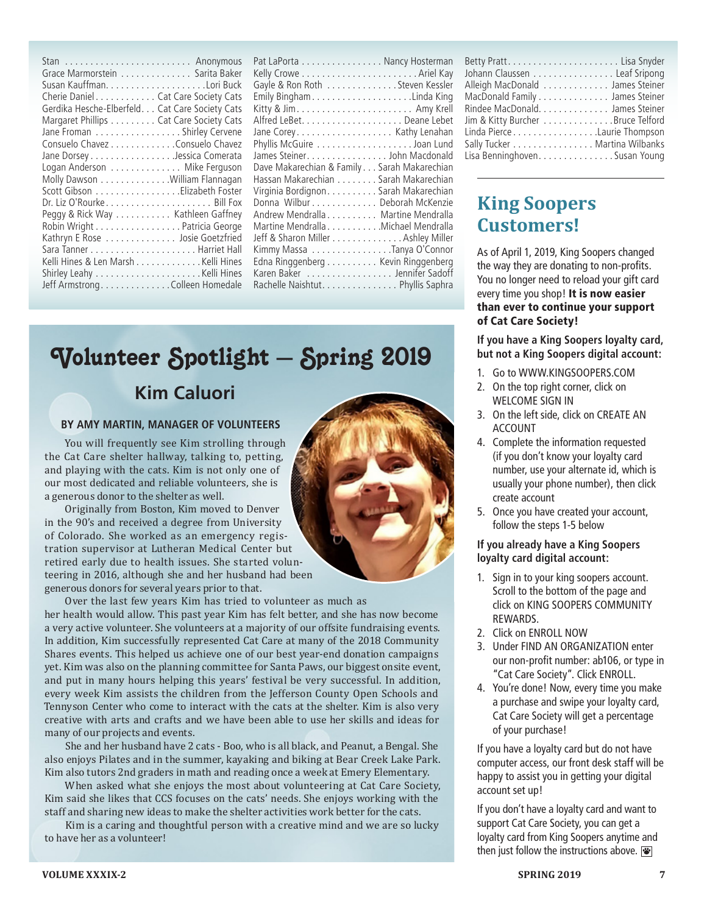| | |
|---|---|
| Stan | Anonymous |
| Grace Marmorstein | Sarita Baker |
| Susan Kauffman | Lori Buck |
| Cherie Daniel | Cat Care Society Cats |
| Gerdika Hesche-Elberfeld | Cat Care Society Cats |
| Margaret Phillips | Cat Care Society Cats |
| Jane Froman | Shirley Cervene |
| Consuelo Chavez | Consuelo Chavez |
| Jane Dorsey | Jessica Comerata |
| Logan Anderson | Mike Ferguson |
| Molly Dawson | William Flannagan |
| Scott Gibson | Elizabeth Foster |
| Dr. Liz O'Rourke | Bill Fox |
| Peggy & Rick Way | Kathleen Gaffney |
| Robin Wright | Patricia George |
| Kathryn E Rose | Josie Goetzfried |
| Sara Tanner | Harriet Hall |
| Kelli Hines & Len Marsh | Kelli Hines |
| Shirley Leahy | Kelli Hines |
| Jeff Armstrong | Colleen Homedale |
| Pat LaPorta | Nancy Hosterman |
| Kelly Crowe | Ariel Kay |
| Gayle & Ron Roth | Steven Kessler |
| Emily Bingham | Linda King |
| Kitty & Jim | Amy Krell |
| Alfred LeBet | Deane Lebet |
| Jane Corey | Kathy Lenahan |
| Phyllis McGuire | Joan Lund |
| James Steiner | John Macdonald |
| Dave Makarechian & Family | Sarah Makarechian |
| Hassan Makarechian | Sarah Makarechian |
| Virginia Bordignon | Sarah Makarechian |
| Donna Wilbur | Deborah McKenzie |
| Andrew Mendralla | Martine Mendralla |
| Martine Mendralla | Michael Mendralla |
| Jeff & Sharon Miller | Ashley Miller |
| Kimmy Massa | Tanya O'Connor |
| Edna Ringgenberg | Kevin Ringgenberg |
| Karen Baker | Jennifer Sadoff |
| Rachelle Naishtut | Phyllis Saphra |
| Betty Pratt | Lisa Snyder |
| Johann Claussen | Leaf Sripong |
| Alleigh MacDonald | James Steiner |
| MacDonald Family | James Steiner |
| Rindee MacDonald | James Steiner |
| Jim & Kitty Burcher | Bruce Telford |
| Linda Pierce | Laurie Thompson |
| Sally Tucker | Martina Wilbanks |
| Lisa Benninghoven | Susan Young |

# Volunteer Spotlight – Spring 2019

## Kim Caluori

**BY AMY MARTIN, MANAGER OF VOLUNTEERS**

You will frequently see Kim strolling through the Cat Care shelter hallway, talking to, petting, and playing with the cats. Kim is not only one of our most dedicated and reliable volunteers, she is a generous donor to the shelter as well.

Originally from Boston, Kim moved to Denver in the 90's and received a degree from University of Colorado. She worked as an emergency registration supervisor at Lutheran Medical Center but retired early due to health issues. She started volunteering in 2016, although she and her husband had been generous donors for several years prior to that.

Over the last few years Kim has tried to volunteer as much as her health would allow. This past year Kim has felt better, and she has now become a very active volunteer. She volunteers at a majority of our offsite fundraising events. In addition, Kim successfully represented Cat Care at many of the 2018 Community Shares events. This helped us achieve one of our best year-end donation campaigns yet. Kim was also on the planning committee for Santa Paws, our biggest onsite event, and put in many hours helping this years' festival be very successful. In addition, every week Kim assists the children from the Jefferson County Open Schools and Tennyson Center who come to interact with the cats at the shelter. Kim is also very creative with arts and crafts and we have been able to use her skills and ideas for many of our projects and events.

She and her husband have 2 cats - Boo, who is all black, and Peanut, a Bengal. She also enjoys Pilates and in the summer, kayaking and biking at Bear Creek Lake Park. Kim also tutors 2nd graders in math and reading once a week at Emery Elementary.

When asked what she enjoys the most about volunteering at Cat Care Society, Kim said she likes that CCS focuses on the cats' needs. She enjoys working with the staff and sharing new ideas to make the shelter activities work better for the cats.

Kim is a caring and thoughtful person with a creative mind and we are so lucky to have her as a volunteer!

## King Soopers Customers!

As of April 1, 2019, King Soopers changed the way they are donating to non-profits. You no longer need to reload your gift card every time you shop! **It is now easier than ever to continue your support of Cat Care Society!**

**If you have a King Soopers loyalty card, but not a King Soopers digital account:**

1. Go to WWW.KINGSOOPERS.COM
2. On the top right corner, click on WELCOME SIGN IN
3. On the left side, click on CREATE AN ACCOUNT
4. Complete the information requested (if you don't know your loyalty card number, use your alternate id, which is usually your phone number), then click create account
5. Once you have created your account, follow the steps 1-5 below

**If you already have a King Soopers loyalty card digital account:**

1. Sign in to your king soopers account. Scroll to the bottom of the page and click on KING SOOPERS COMMUNITY REWARDS.
2. Click on ENROLL NOW
3. Under FIND AN ORGANIZATION enter our non-profit number: ab106, or type in "Cat Care Society". Click ENROLL.
4. You're done! Now, every time you make a purchase and swipe your loyalty card, Cat Care Society will get a percentage of your purchase!

If you have a loyalty card but do not have computer access, our front desk staff will be happy to assist you in getting your digital account set up!

If you don't have a loyalty card and want to support Cat Care Society, you can get a loyalty card from King Soopers anytime and then just follow the instructions above.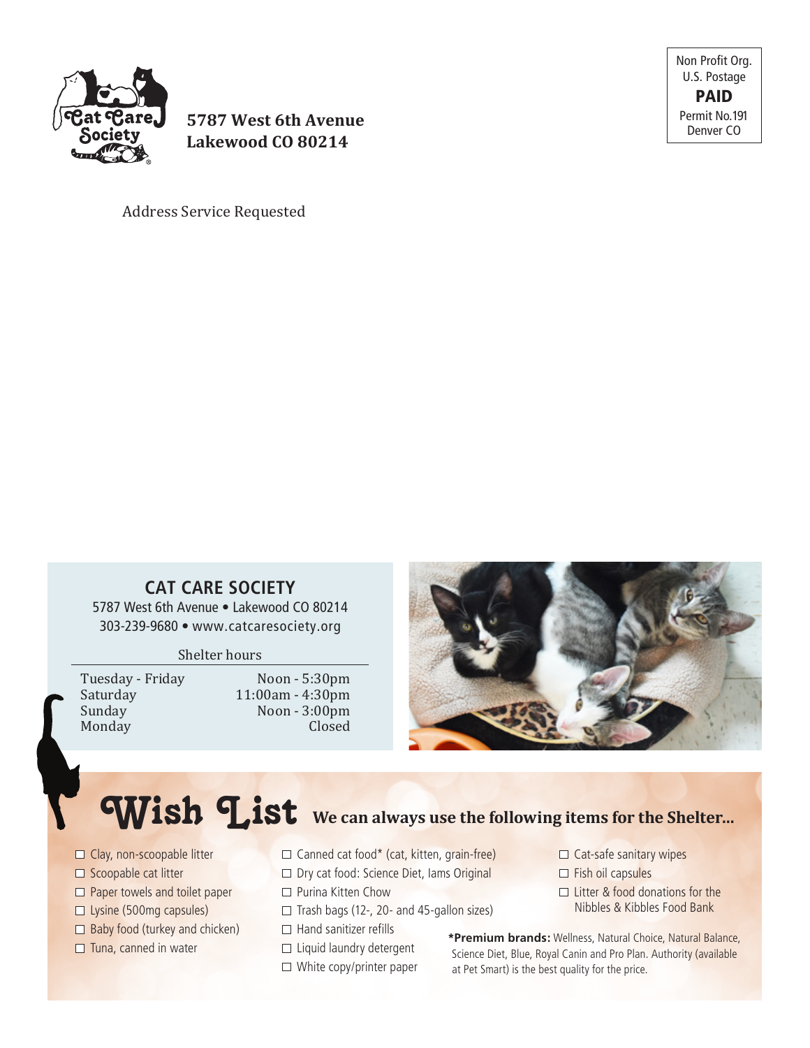Cat Care Society

**5787 West 6th Avenue**
**Lakewood CO 80214**

Non Profit Org.
U.S. Postage
**PAID**
Permit No.191
Denver CO

Address Service Requested

## CAT CARE SOCIETY

5787 West 6th Avenue • Lakewood CO 80214
303-239-9680 • www.catcaresociety.org

Shelter hours

| | |
|---|---|
| Tuesday - Friday | Noon - 5:30pm |
| Saturday | 11:00am - 4:30pm |
| Sunday | Noon - 3:00pm |
| Monday | Closed |

## Wish List **We can always use the following items for the Shelter...**

- ☐ Clay, non-scoopable litter
- ☐ Scoopable cat litter
- ☐ Paper towels and toilet paper
- ☐ Lysine (500mg capsules)
- ☐ Baby food (turkey and chicken)
- ☐ Tuna, canned in water
- ☐ Canned cat food* (cat, kitten, grain-free)
- ☐ Dry cat food: Science Diet, Iams Original
- ☐ Purina Kitten Chow
- ☐ Trash bags (12-, 20- and 45-gallon sizes)
- ☐ Hand sanitizer refills
- ☐ Liquid laundry detergent
- ☐ White copy/printer paper
- ☐ Cat-safe sanitary wipes
- ☐ Fish oil capsules
- ☐ Litter & food donations for the Nibbles & Kibbles Food Bank

***Premium brands:** Wellness, Natural Choice, Natural Balance, Science Diet, Blue, Royal Canin and Pro Plan. Authority (available at Pet Smart) is the best quality for the price.